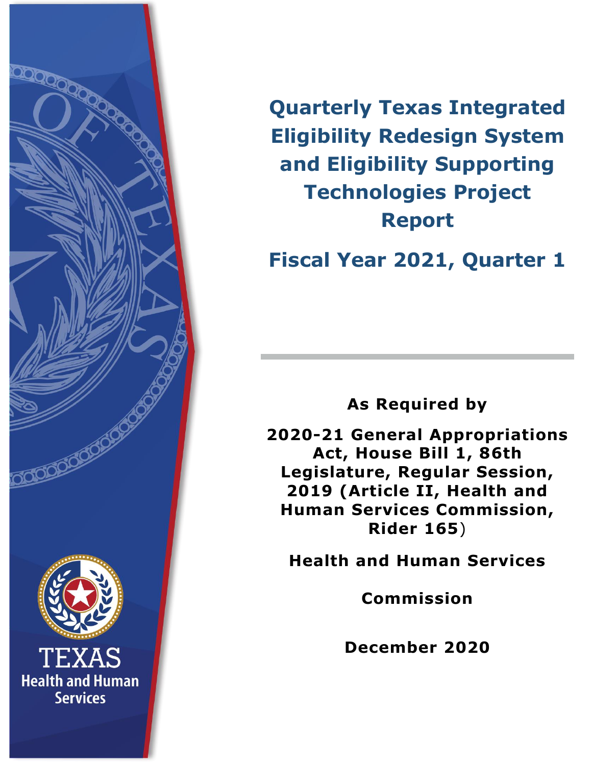# Quarterly Texas Integrated Eligibility Redesign System and Eligibility Supporting Technologies Project Report

## Fiscal Year 2021, Quarter 1

**As Required by**

**2020-21 General Appropriations Act, House Bill 1, 86th Legislature, Regular Session, 2019 (Article II, Health and Human Services Commission, Rider 165**)

**Health and Human Services Commission**

**December 2020**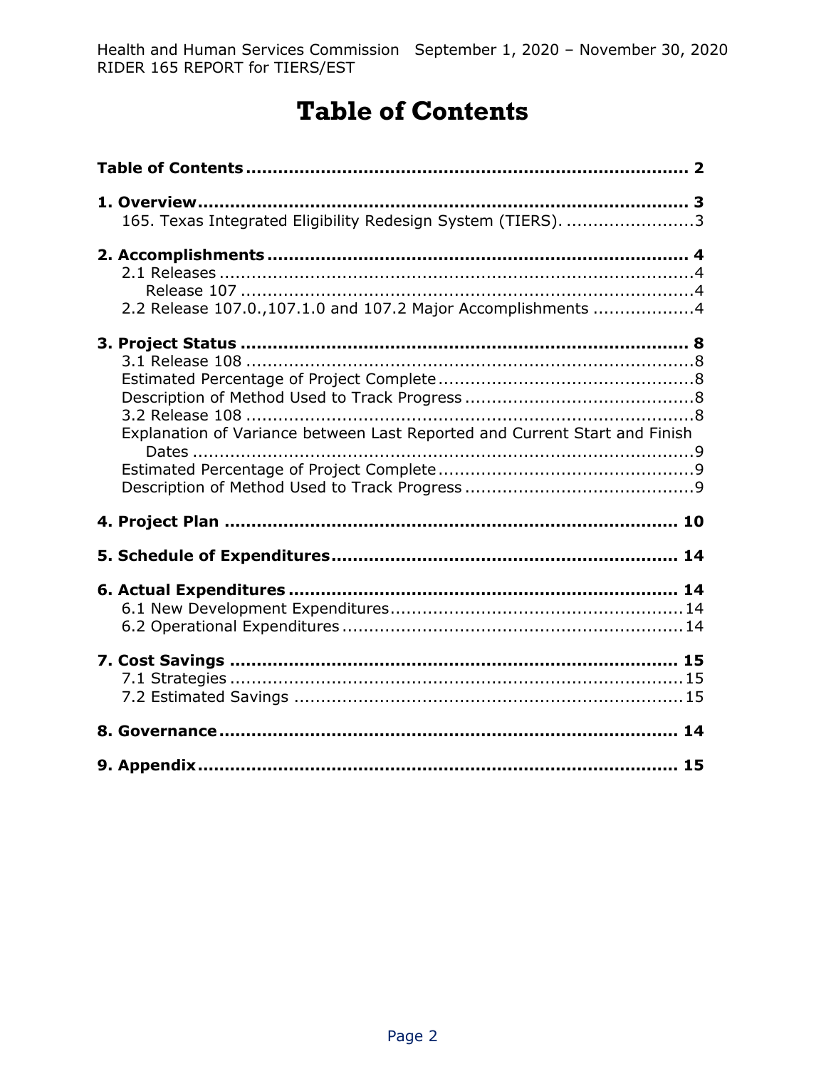# Table of Contents

**Table of Contents** .................................................................................. **2**

**1. Overview** .......................................................................................... **3**
- 165. Texas Integrated Eligibility Redesign System (TIERS). ........................3

**2. Accomplishments** .............................................................................. **4**
- 2.1 Releases ........................................................................................4
  - Release 107 ....................................................................................4
- 2.2 Release 107.0.,107.1.0 and 107.2 Major Accomplishments ..................4

**3. Project Status** .................................................................................. **8**
- 3.1 Release 108 ....................................................................................8
- Estimated Percentage of Project Complete ................................................8
- Description of Method Used to Track Progress ...........................................8
- 3.2 Release 108 ....................................................................................8
- Explanation of Variance between Last Reported and Current Start and Finish Dates ..............................................................................................9
- Estimated Percentage of Project Complete ................................................9
- Description of Method Used to Track Progress ...........................................9

**4. Project Plan** .................................................................................... **10**

**5. Schedule of Expenditures** ................................................................ **14**

**6. Actual Expenditures** ........................................................................ **14**
- 6.1 New Development Expenditures......................................................14
- 6.2 Operational Expenditures ................................................................14

**7. Cost Savings** .................................................................................... **15**
- 7.1 Strategies .....................................................................................15
- 7.2 Estimated Savings .........................................................................15

**8. Governance** ...................................................................................... **14**

**9. Appendix** ......................................................................................... **15**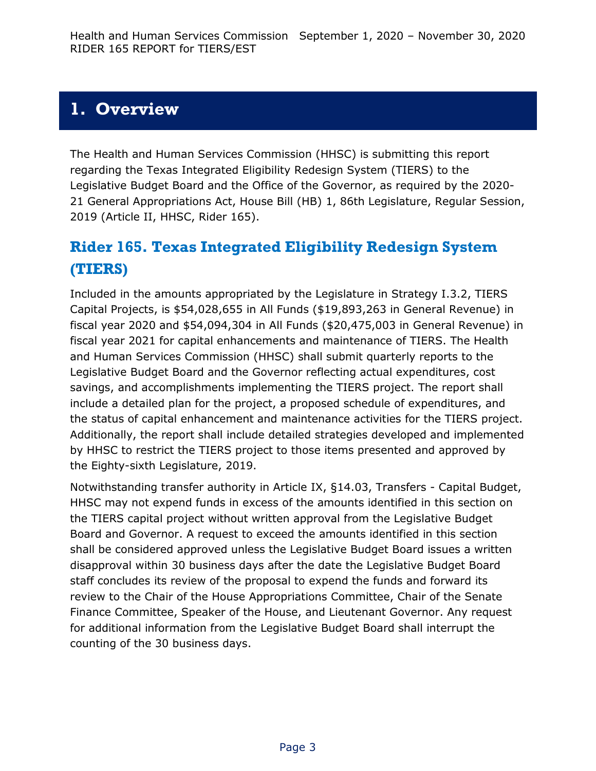# 1. Overview

The Health and Human Services Commission (HHSC) is submitting this report regarding the Texas Integrated Eligibility Redesign System (TIERS) to the Legislative Budget Board and the Office of the Governor, as required by the 2020-21 General Appropriations Act, House Bill (HB) 1, 86th Legislature, Regular Session, 2019 (Article II, HHSC, Rider 165).

## Rider 165. Texas Integrated Eligibility Redesign System (TIERS)

Included in the amounts appropriated by the Legislature in Strategy I.3.2, TIERS Capital Projects, is $54,028,655 in All Funds ($19,893,263 in General Revenue) in fiscal year 2020 and $54,094,304 in All Funds ($20,475,003 in General Revenue) in fiscal year 2021 for capital enhancements and maintenance of TIERS. The Health and Human Services Commission (HHSC) shall submit quarterly reports to the Legislative Budget Board and the Governor reflecting actual expenditures, cost savings, and accomplishments implementing the TIERS project. The report shall include a detailed plan for the project, a proposed schedule of expenditures, and the status of capital enhancement and maintenance activities for the TIERS project. Additionally, the report shall include detailed strategies developed and implemented by HHSC to restrict the TIERS project to those items presented and approved by the Eighty-sixth Legislature, 2019.

Notwithstanding transfer authority in Article IX, §14.03, Transfers - Capital Budget, HHSC may not expend funds in excess of the amounts identified in this section on the TIERS capital project without written approval from the Legislative Budget Board and Governor. A request to exceed the amounts identified in this section shall be considered approved unless the Legislative Budget Board issues a written disapproval within 30 business days after the date the Legislative Budget Board staff concludes its review of the proposal to expend the funds and forward its review to the Chair of the House Appropriations Committee, Chair of the Senate Finance Committee, Speaker of the House, and Lieutenant Governor. Any request for additional information from the Legislative Budget Board shall interrupt the counting of the 30 business days.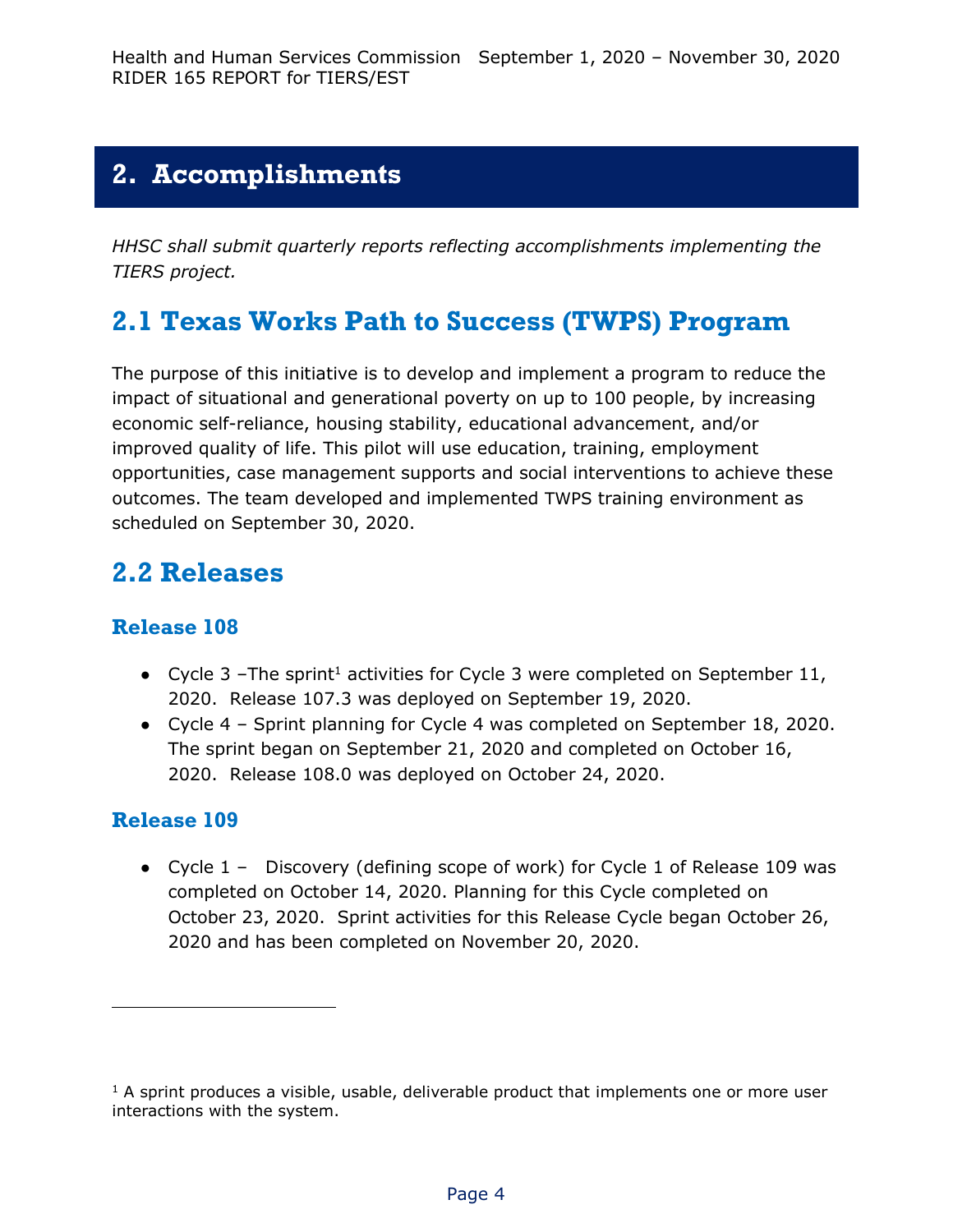# 2. Accomplishments

*HHSC shall submit quarterly reports reflecting accomplishments implementing the TIERS project.*

## 2.1 Texas Works Path to Success (TWPS) Program

The purpose of this initiative is to develop and implement a program to reduce the impact of situational and generational poverty on up to 100 people, by increasing economic self-reliance, housing stability, educational advancement, and/or improved quality of life. This pilot will use education, training, employment opportunities, case management supports and social interventions to achieve these outcomes. The team developed and implemented TWPS training environment as scheduled on September 30, 2020.

## 2.2 Releases

### Release 108

- Cycle 3 –The sprint[1] activities for Cycle 3 were completed on September 11, 2020. Release 107.3 was deployed on September 19, 2020.
- Cycle 4 – Sprint planning for Cycle 4 was completed on September 18, 2020. The sprint began on September 21, 2020 and completed on October 16, 2020. Release 108.0 was deployed on October 24, 2020.

### Release 109

- Cycle 1 – Discovery (defining scope of work) for Cycle 1 of Release 109 was completed on October 14, 2020. Planning for this Cycle completed on October 23, 2020. Sprint activities for this Release Cycle began October 26, 2020 and has been completed on November 20, 2020.

---

[1] A sprint produces a visible, usable, deliverable product that implements one or more user interactions with the system.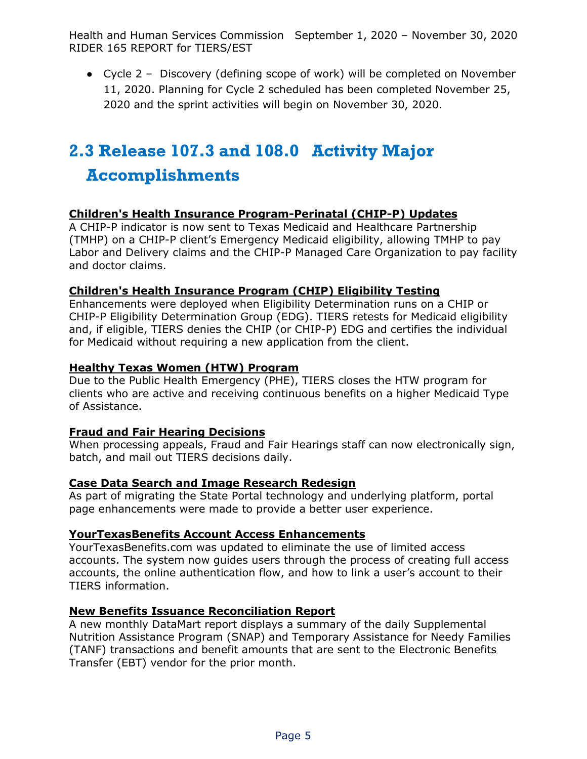- Cycle 2 – Discovery (defining scope of work) will be completed on November 11, 2020. Planning for Cycle 2 scheduled has been completed November 25, 2020 and the sprint activities will begin on November 30, 2020.

## 2.3 Release 107.3 and 108.0 Activity Major Accomplishments

**Children's Health Insurance Program-Perinatal (CHIP-P) Updates**

A CHIP-P indicator is now sent to Texas Medicaid and Healthcare Partnership (TMHP) on a CHIP-P client's Emergency Medicaid eligibility, allowing TMHP to pay Labor and Delivery claims and the CHIP-P Managed Care Organization to pay facility and doctor claims.

**Children's Health Insurance Program (CHIP) Eligibility Testing**

Enhancements were deployed when Eligibility Determination runs on a CHIP or CHIP-P Eligibility Determination Group (EDG). TIERS retests for Medicaid eligibility and, if eligible, TIERS denies the CHIP (or CHIP-P) EDG and certifies the individual for Medicaid without requiring a new application from the client.

**Healthy Texas Women (HTW) Program**

Due to the Public Health Emergency (PHE), TIERS closes the HTW program for clients who are active and receiving continuous benefits on a higher Medicaid Type of Assistance.

**Fraud and Fair Hearing Decisions**

When processing appeals, Fraud and Fair Hearings staff can now electronically sign, batch, and mail out TIERS decisions daily.

**Case Data Search and Image Research Redesign**

As part of migrating the State Portal technology and underlying platform, portal page enhancements were made to provide a better user experience.

**YourTexasBenefits Account Access Enhancements**

YourTexasBenefits.com was updated to eliminate the use of limited access accounts. The system now guides users through the process of creating full access accounts, the online authentication flow, and how to link a user's account to their TIERS information.

**New Benefits Issuance Reconciliation Report**

A new monthly DataMart report displays a summary of the daily Supplemental Nutrition Assistance Program (SNAP) and Temporary Assistance for Needy Families (TANF) transactions and benefit amounts that are sent to the Electronic Benefits Transfer (EBT) vendor for the prior month.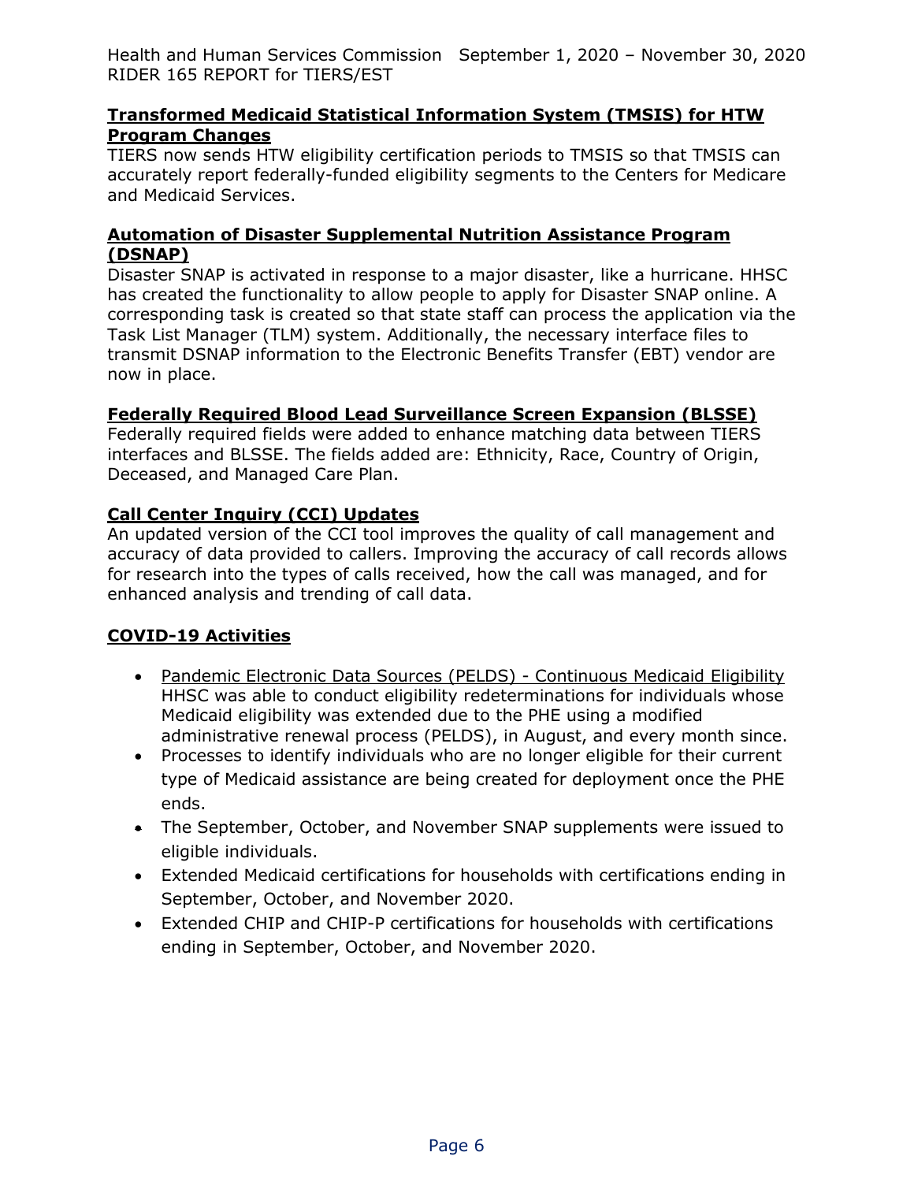**Transformed Medicaid Statistical Information System (TMSIS) for HTW Program Changes**

TIERS now sends HTW eligibility certification periods to TMSIS so that TMSIS can accurately report federally-funded eligibility segments to the Centers for Medicare and Medicaid Services.

**Automation of Disaster Supplemental Nutrition Assistance Program (DSNAP)**

Disaster SNAP is activated in response to a major disaster, like a hurricane. HHSC has created the functionality to allow people to apply for Disaster SNAP online. A corresponding task is created so that state staff can process the application via the Task List Manager (TLM) system. Additionally, the necessary interface files to transmit DSNAP information to the Electronic Benefits Transfer (EBT) vendor are now in place.

**Federally Required Blood Lead Surveillance Screen Expansion (BLSSE)**

Federally required fields were added to enhance matching data between TIERS interfaces and BLSSE. The fields added are: Ethnicity, Race, Country of Origin, Deceased, and Managed Care Plan.

**Call Center Inquiry (CCI) Updates**

An updated version of the CCI tool improves the quality of call management and accuracy of data provided to callers. Improving the accuracy of call records allows for research into the types of calls received, how the call was managed, and for enhanced analysis and trending of call data.

**COVID-19 Activities**

- Pandemic Electronic Data Sources (PELDS) - Continuous Medicaid Eligibility
  HHSC was able to conduct eligibility redeterminations for individuals whose Medicaid eligibility was extended due to the PHE using a modified administrative renewal process (PELDS), in August, and every month since.
- Processes to identify individuals who are no longer eligible for their current type of Medicaid assistance are being created for deployment once the PHE ends.
- The September, October, and November SNAP supplements were issued to eligible individuals.
- Extended Medicaid certifications for households with certifications ending in September, October, and November 2020.
- Extended CHIP and CHIP-P certifications for households with certifications ending in September, October, and November 2020.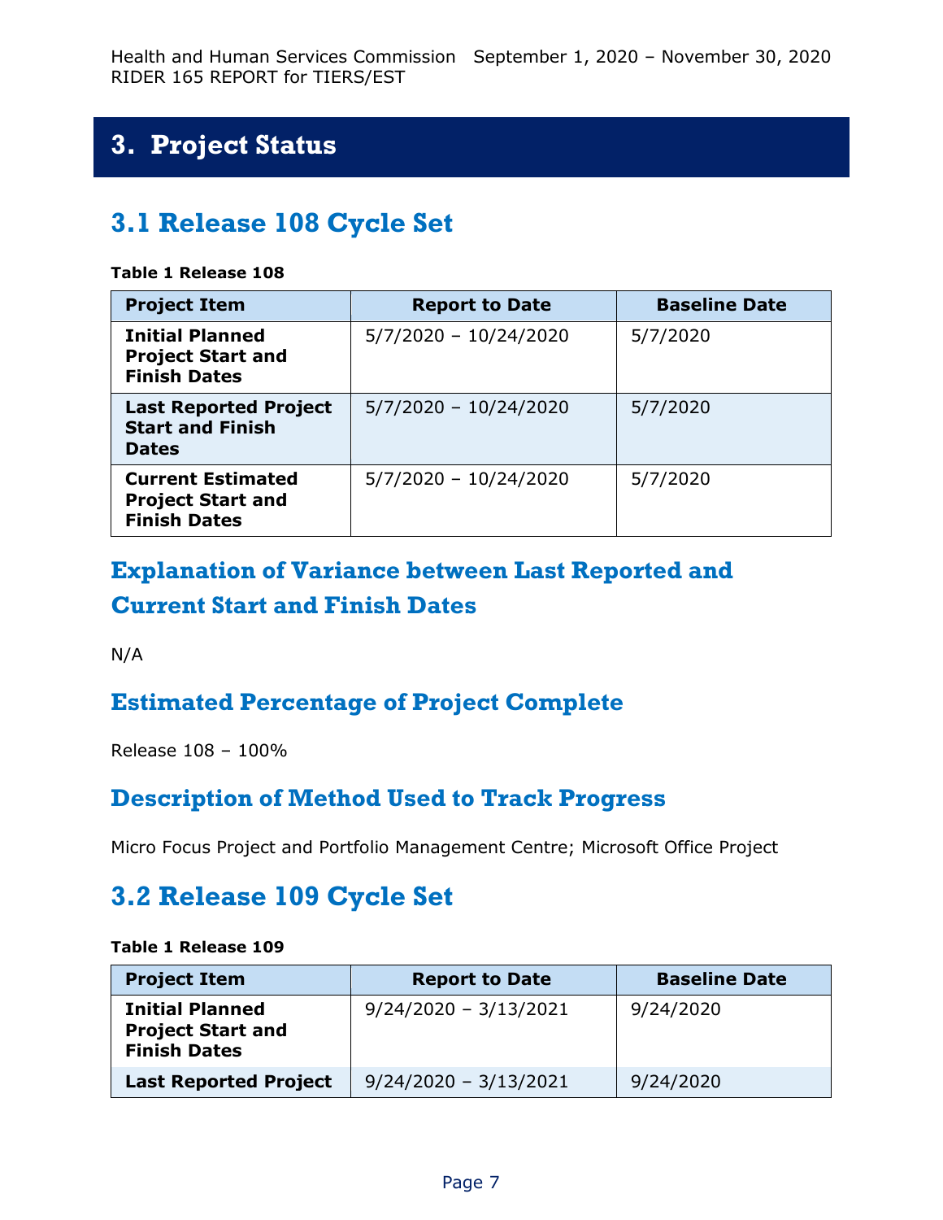# 3. Project Status

## 3.1 Release 108 Cycle Set

**Table 1 Release 108**

| Project Item | Report to Date | Baseline Date |
|---|---|---|
| **Initial Planned Project Start and Finish Dates** | 5/7/2020 – 10/24/2020 | 5/7/2020 |
| **Last Reported Project Start and Finish Dates** | 5/7/2020 – 10/24/2020 | 5/7/2020 |
| **Current Estimated Project Start and Finish Dates** | 5/7/2020 – 10/24/2020 | 5/7/2020 |

### Explanation of Variance between Last Reported and Current Start and Finish Dates

N/A

### Estimated Percentage of Project Complete

Release 108 – 100%

### Description of Method Used to Track Progress

Micro Focus Project and Portfolio Management Centre; Microsoft Office Project

## 3.2 Release 109 Cycle Set

**Table 1 Release 109**

| Project Item | Report to Date | Baseline Date |
|---|---|---|
| **Initial Planned Project Start and Finish Dates** | 9/24/2020 – 3/13/2021 | 9/24/2020 |
| **Last Reported Project** | 9/24/2020 – 3/13/2021 | 9/24/2020 |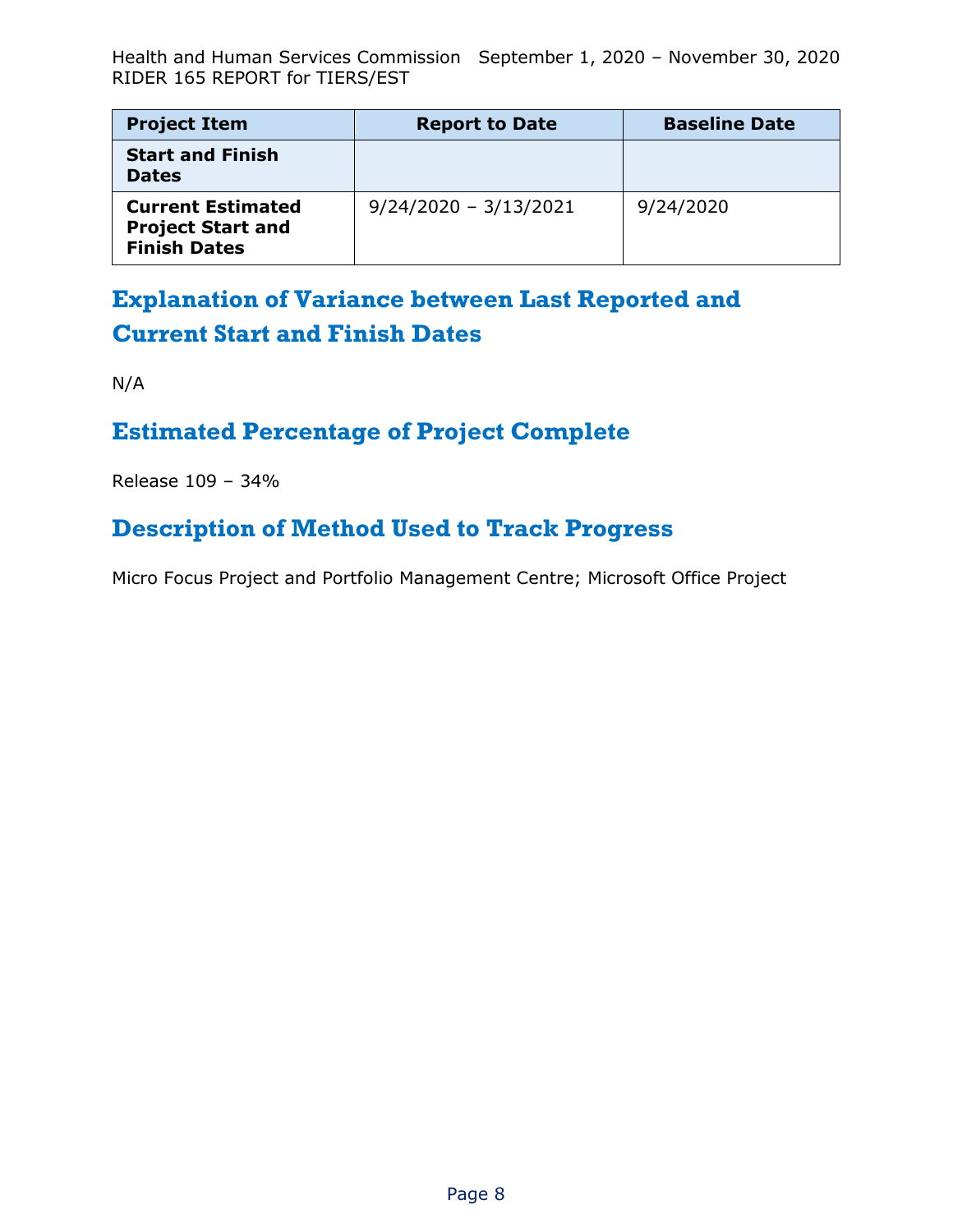| Project Item | Report to Date | Baseline Date |
| --- | --- | --- |
| **Start and Finish Dates** | | |
| **Current Estimated Project Start and Finish Dates** | 9/24/2020 – 3/13/2021 | 9/24/2020 |

## Explanation of Variance between Last Reported and Current Start and Finish Dates

N/A

## Estimated Percentage of Project Complete

Release 109 – 34%

## Description of Method Used to Track Progress

Micro Focus Project and Portfolio Management Centre; Microsoft Office Project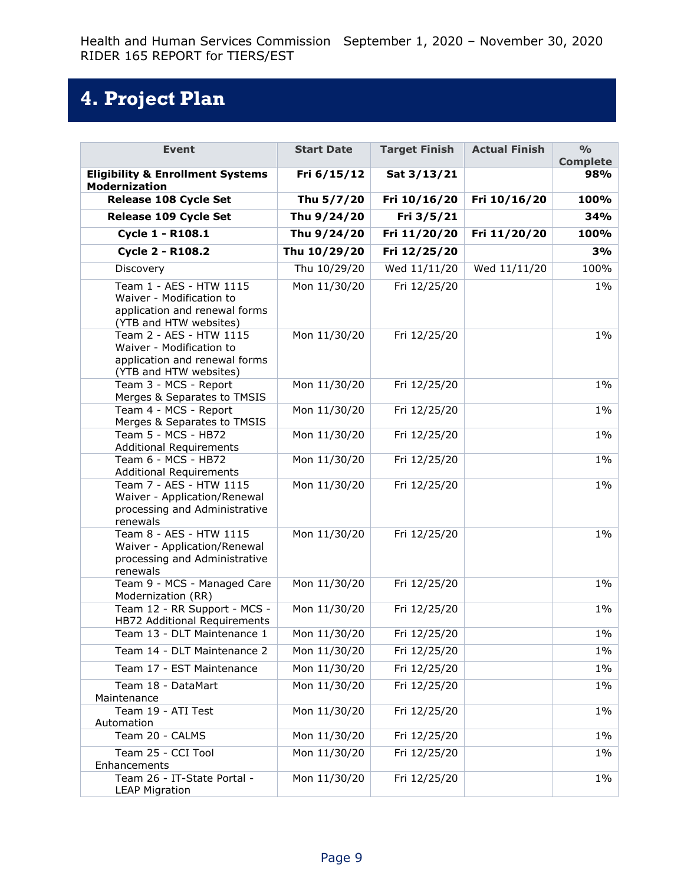# 4. Project Plan

| Event | Start Date | Target Finish | Actual Finish | % Complete |
|---|---|---|---|---|
| **Eligibility & Enrollment Systems Modernization** | **Fri 6/15/12** | **Sat 3/13/21** | | **98%** |
| **Release 108 Cycle Set** | **Thu 5/7/20** | **Fri 10/16/20** | **Fri 10/16/20** | **100%** |
| **Release 109 Cycle Set** | **Thu 9/24/20** | **Fri 3/5/21** | | **34%** |
| **Cycle 1 - R108.1** | **Thu 9/24/20** | **Fri 11/20/20** | **Fri 11/20/20** | **100%** |
| **Cycle 2 - R108.2** | **Thu 10/29/20** | **Fri 12/25/20** | | **3%** |
| Discovery | Thu 10/29/20 | Wed 11/11/20 | Wed 11/11/20 | 100% |
| Team 1 - AES - HTW 1115 Waiver - Modification to application and renewal forms (YTB and HTW websites) | Mon 11/30/20 | Fri 12/25/20 | | 1% |
| Team 2 - AES - HTW 1115 Waiver - Modification to application and renewal forms (YTB and HTW websites) | Mon 11/30/20 | Fri 12/25/20 | | 1% |
| Team 3 - MCS - Report Merges & Separates to TMSIS | Mon 11/30/20 | Fri 12/25/20 | | 1% |
| Team 4 - MCS - Report Merges & Separates to TMSIS | Mon 11/30/20 | Fri 12/25/20 | | 1% |
| Team 5 - MCS - HB72 Additional Requirements | Mon 11/30/20 | Fri 12/25/20 | | 1% |
| Team 6 - MCS - HB72 Additional Requirements | Mon 11/30/20 | Fri 12/25/20 | | 1% |
| Team 7 - AES - HTW 1115 Waiver - Application/Renewal processing and Administrative renewals | Mon 11/30/20 | Fri 12/25/20 | | 1% |
| Team 8 - AES - HTW 1115 Waiver - Application/Renewal processing and Administrative renewals | Mon 11/30/20 | Fri 12/25/20 | | 1% |
| Team 9 - MCS - Managed Care Modernization (RR) | Mon 11/30/20 | Fri 12/25/20 | | 1% |
| Team 12 - RR Support - MCS - HB72 Additional Requirements | Mon 11/30/20 | Fri 12/25/20 | | 1% |
| Team 13 - DLT Maintenance 1 | Mon 11/30/20 | Fri 12/25/20 | | 1% |
| Team 14 - DLT Maintenance 2 | Mon 11/30/20 | Fri 12/25/20 | | 1% |
| Team 17 - EST Maintenance | Mon 11/30/20 | Fri 12/25/20 | | 1% |
| Team 18 - DataMart Maintenance | Mon 11/30/20 | Fri 12/25/20 | | 1% |
| Team 19 - ATI Test Automation | Mon 11/30/20 | Fri 12/25/20 | | 1% |
| Team 20 - CALMS | Mon 11/30/20 | Fri 12/25/20 | | 1% |
| Team 25 - CCI Tool Enhancements | Mon 11/30/20 | Fri 12/25/20 | | 1% |
| Team 26 - IT-State Portal - LEAP Migration | Mon 11/30/20 | Fri 12/25/20 | | 1% |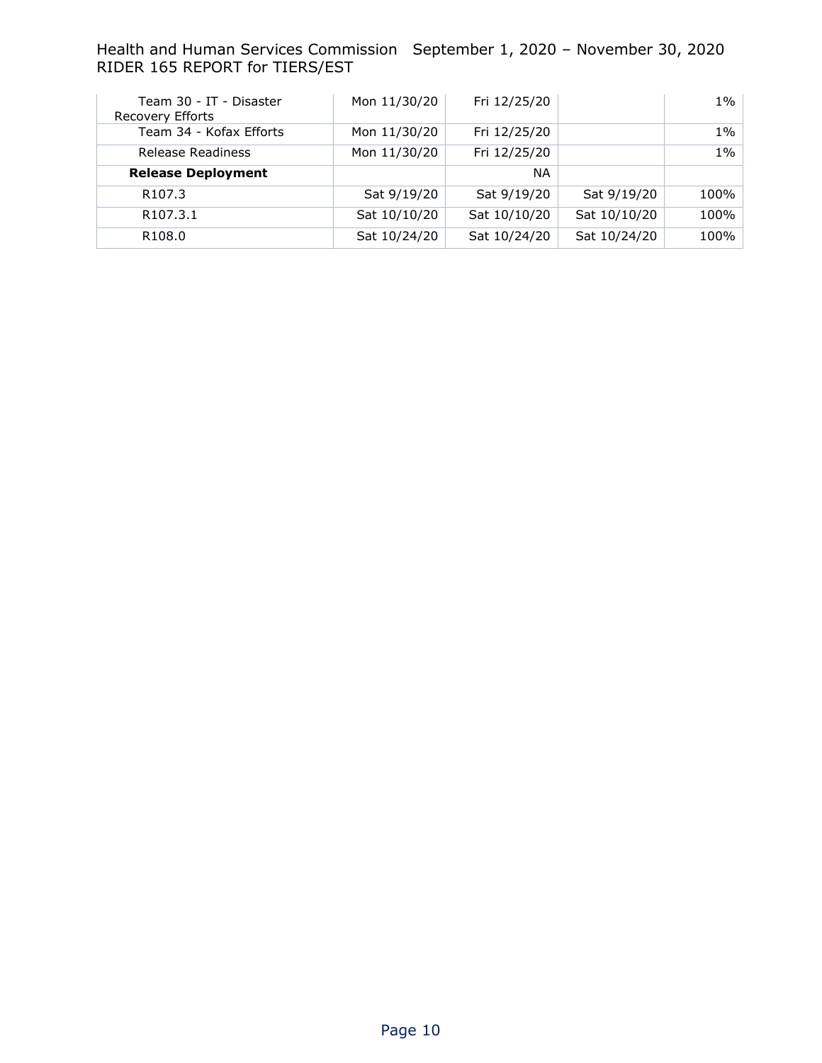| | | | | |
|---|---|---|---|---|
| Team 30 - IT - Disaster Recovery Efforts | Mon 11/30/20 | Fri 12/25/20 | | 1% |
| Team 34 - Kofax Efforts | Mon 11/30/20 | Fri 12/25/20 | | 1% |
| Release Readiness | Mon 11/30/20 | Fri 12/25/20 | | 1% |
| **Release Deployment** | | NA | | |
| R107.3 | Sat 9/19/20 | Sat 9/19/20 | Sat 9/19/20 | 100% |
| R107.3.1 | Sat 10/10/20 | Sat 10/10/20 | Sat 10/10/20 | 100% |
| R108.0 | Sat 10/24/20 | Sat 10/24/20 | Sat 10/24/20 | 100% |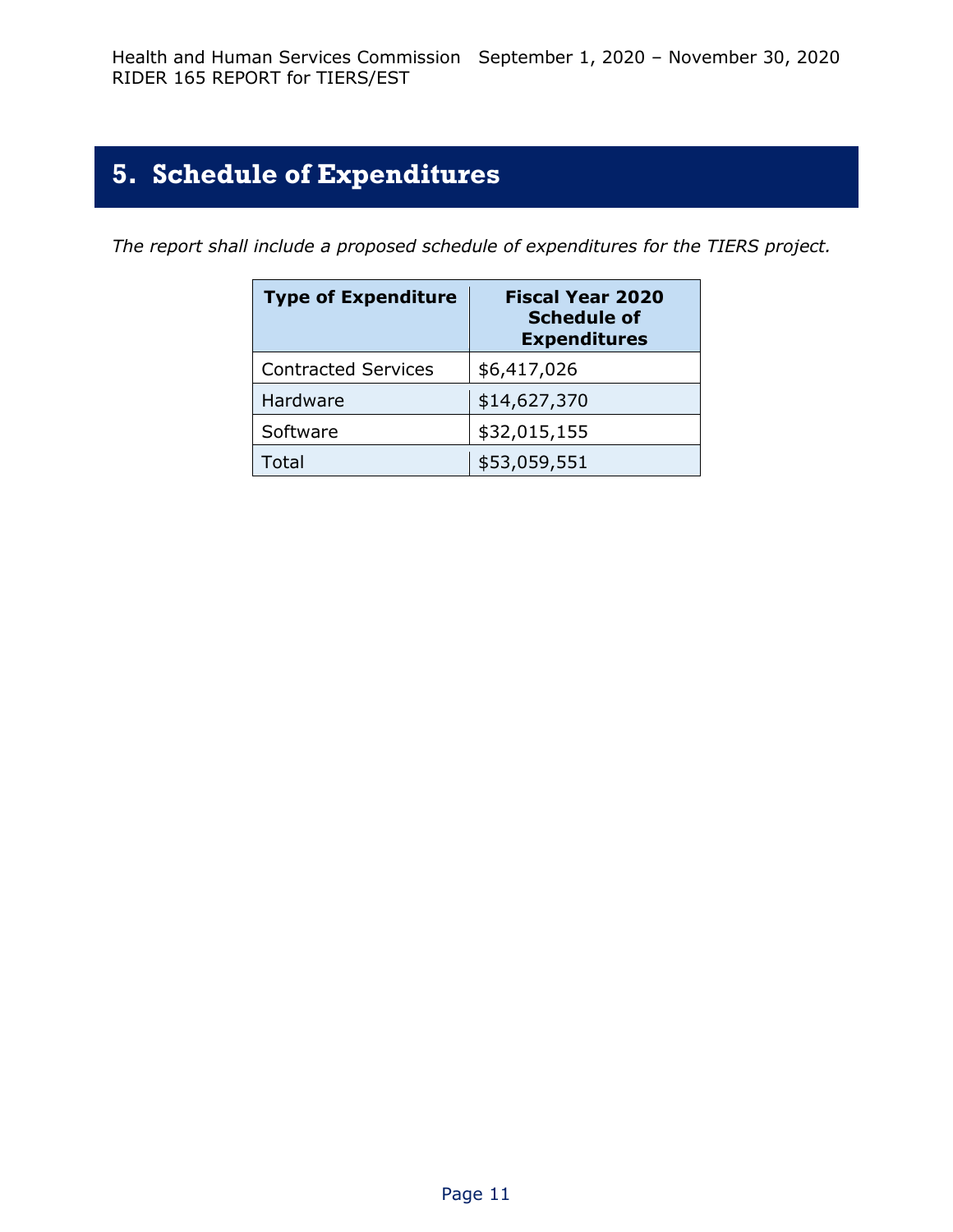## 5. Schedule of Expenditures

*The report shall include a proposed schedule of expenditures for the TIERS project.*

| Type of Expenditure | Fiscal Year 2020 Schedule of Expenditures |
| --- | --- |
| Contracted Services | $6,417,026 |
| Hardware | $14,627,370 |
| Software | $32,015,155 |
| Total | $53,059,551 |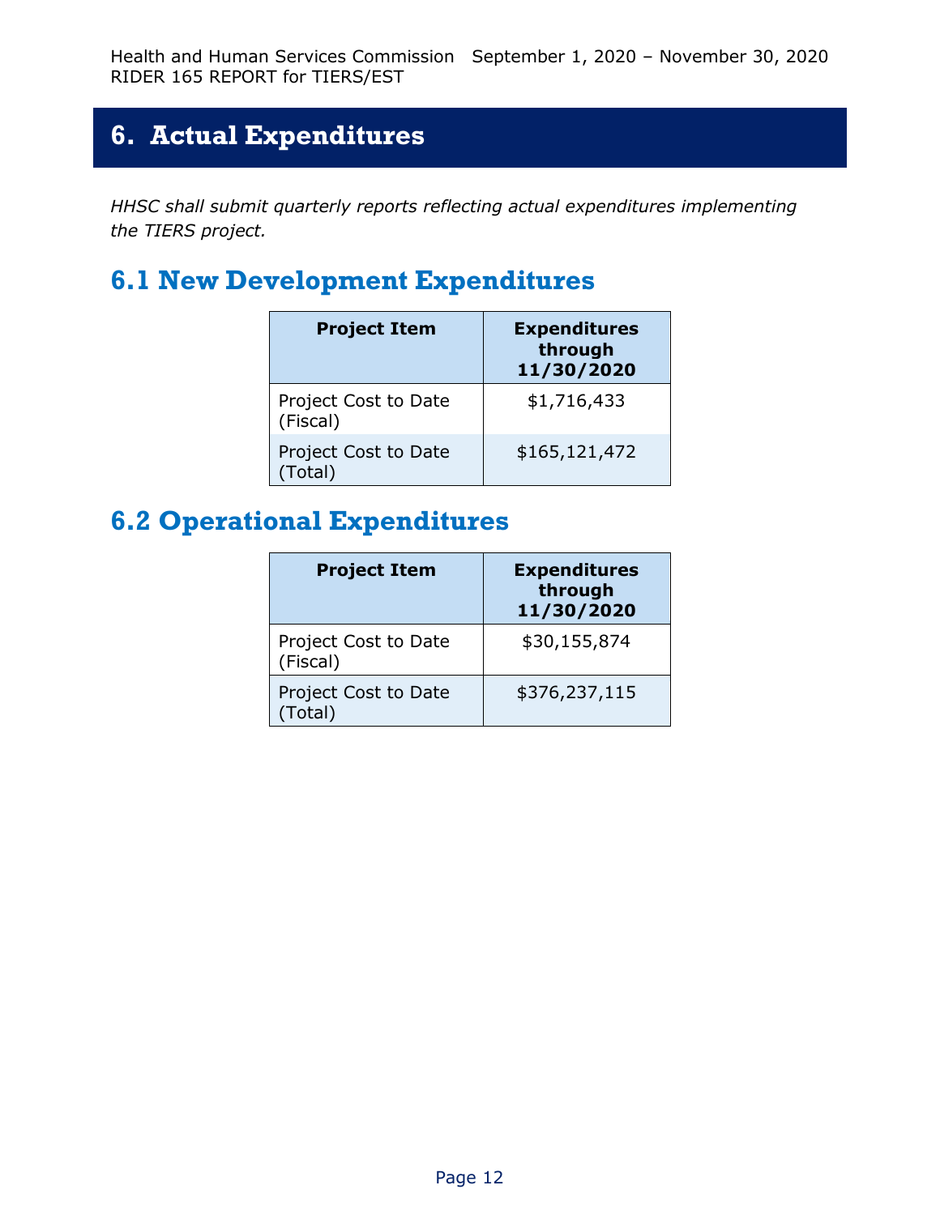# 6. Actual Expenditures

*HHSC shall submit quarterly reports reflecting actual expenditures implementing the TIERS project.*

## 6.1 New Development Expenditures

| Project Item | Expenditures through 11/30/2020 |
|---|---|
| Project Cost to Date (Fiscal) | $1,716,433 |
| Project Cost to Date (Total) | $165,121,472 |

## 6.2 Operational Expenditures

| Project Item | Expenditures through 11/30/2020 |
|---|---|
| Project Cost to Date (Fiscal) | $30,155,874 |
| Project Cost to Date (Total) | $376,237,115 |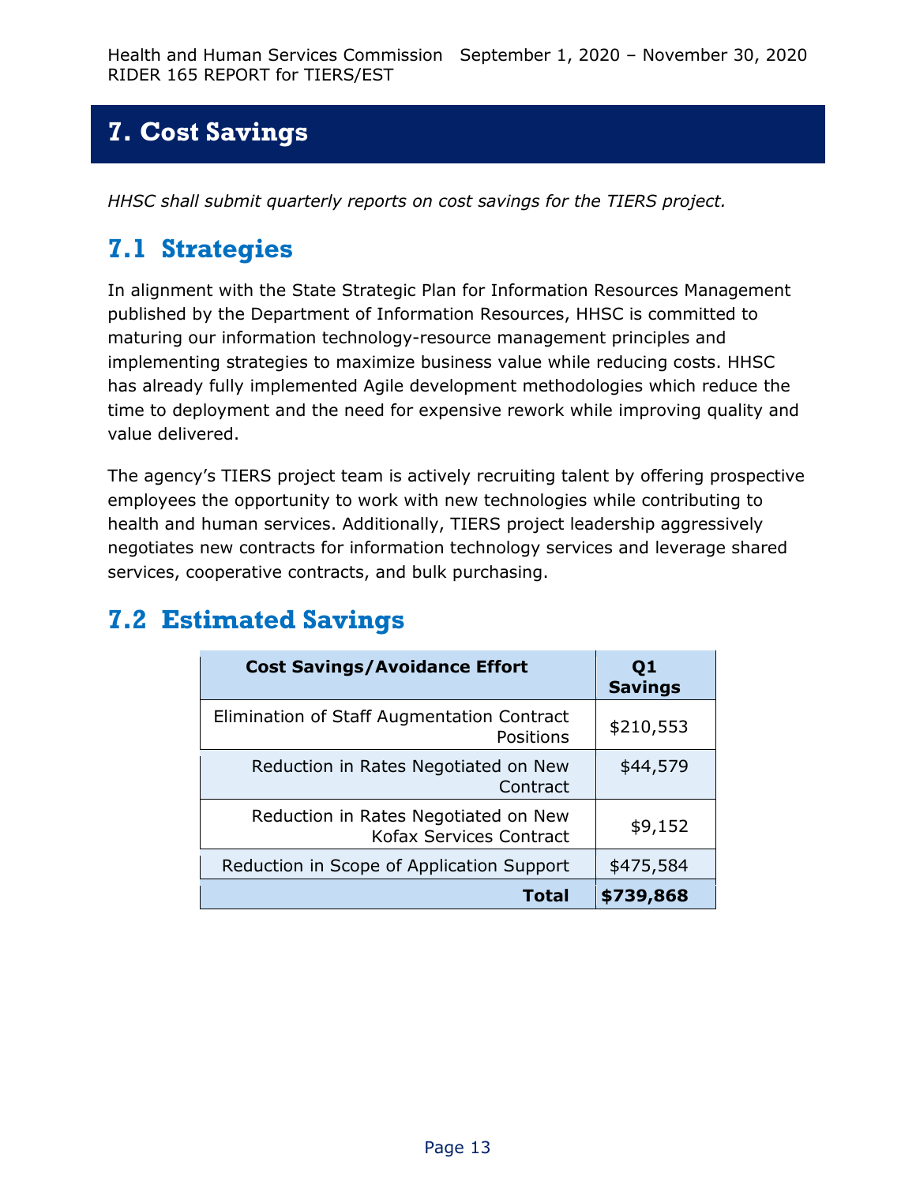# 7. Cost Savings

*HHSC shall submit quarterly reports on cost savings for the TIERS project.*

## 7.1 Strategies

In alignment with the State Strategic Plan for Information Resources Management published by the Department of Information Resources, HHSC is committed to maturing our information technology-resource management principles and implementing strategies to maximize business value while reducing costs. HHSC has already fully implemented Agile development methodologies which reduce the time to deployment and the need for expensive rework while improving quality and value delivered.

The agency's TIERS project team is actively recruiting talent by offering prospective employees the opportunity to work with new technologies while contributing to health and human services. Additionally, TIERS project leadership aggressively negotiates new contracts for information technology services and leverage shared services, cooperative contracts, and bulk purchasing.

## 7.2 Estimated Savings

| Cost Savings/Avoidance Effort | Q1 Savings |
|---|---|
| Elimination of Staff Augmentation Contract Positions | $210,553 |
| Reduction in Rates Negotiated on New Contract | $44,579 |
| Reduction in Rates Negotiated on New Kofax Services Contract | $9,152 |
| Reduction in Scope of Application Support | $475,584 |
| **Total** | **$739,868** |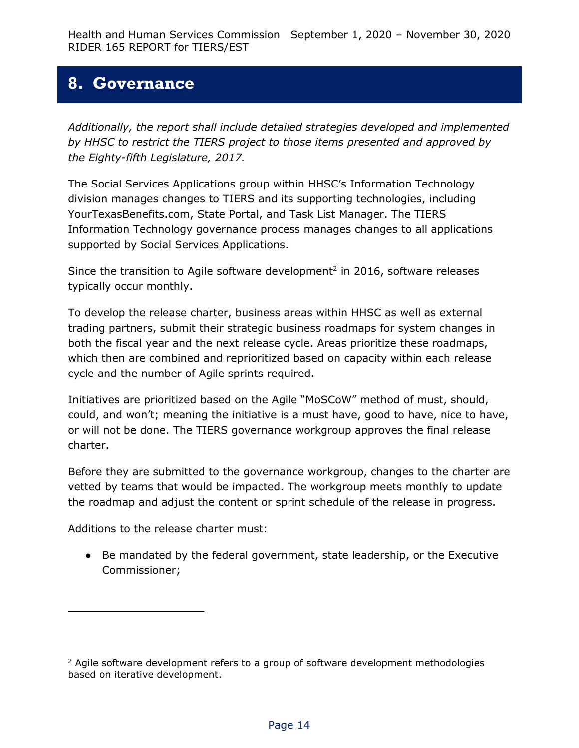# 8. Governance

*Additionally, the report shall include detailed strategies developed and implemented by HHSC to restrict the TIERS project to those items presented and approved by the Eighty-fifth Legislature, 2017.*

The Social Services Applications group within HHSC's Information Technology division manages changes to TIERS and its supporting technologies, including YourTexasBenefits.com, State Portal, and Task List Manager. The TIERS Information Technology governance process manages changes to all applications supported by Social Services Applications.

Since the transition to Agile software development[2] in 2016, software releases typically occur monthly.

To develop the release charter, business areas within HHSC as well as external trading partners, submit their strategic business roadmaps for system changes in both the fiscal year and the next release cycle. Areas prioritize these roadmaps, which then are combined and reprioritized based on capacity within each release cycle and the number of Agile sprints required.

Initiatives are prioritized based on the Agile "MoSCoW" method of must, should, could, and won't; meaning the initiative is a must have, good to have, nice to have, or will not be done. The TIERS governance workgroup approves the final release charter.

Before they are submitted to the governance workgroup, changes to the charter are vetted by teams that would be impacted. The workgroup meets monthly to update the roadmap and adjust the content or sprint schedule of the release in progress.

Additions to the release charter must:

- Be mandated by the federal government, state leadership, or the Executive Commissioner;

[2] Agile software development refers to a group of software development methodologies based on iterative development.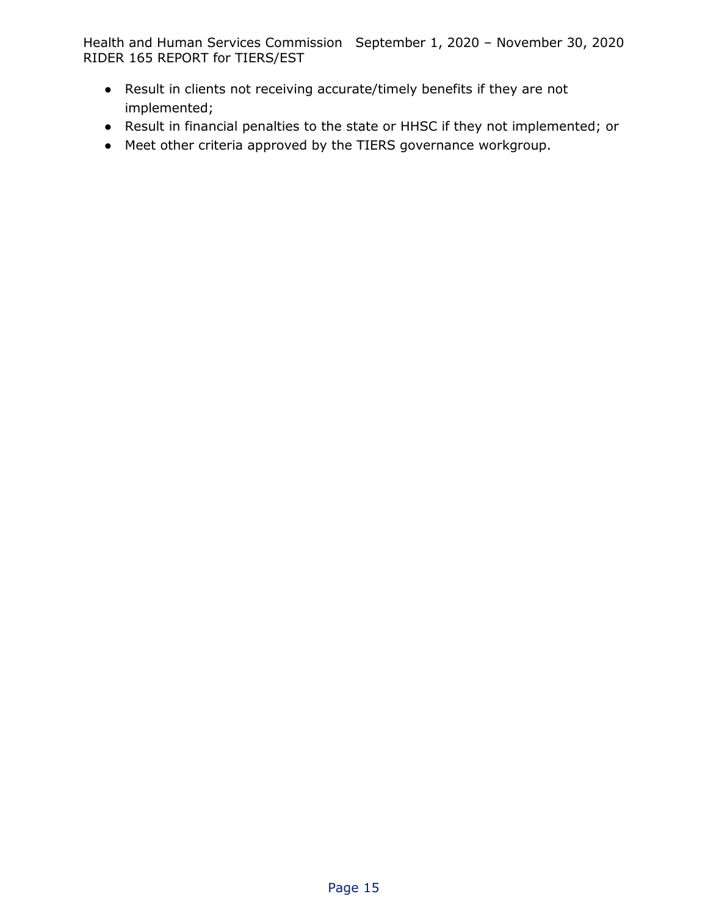- Result in clients not receiving accurate/timely benefits if they are not implemented;
- Result in financial penalties to the state or HHSC if they not implemented; or
- Meet other criteria approved by the TIERS governance workgroup.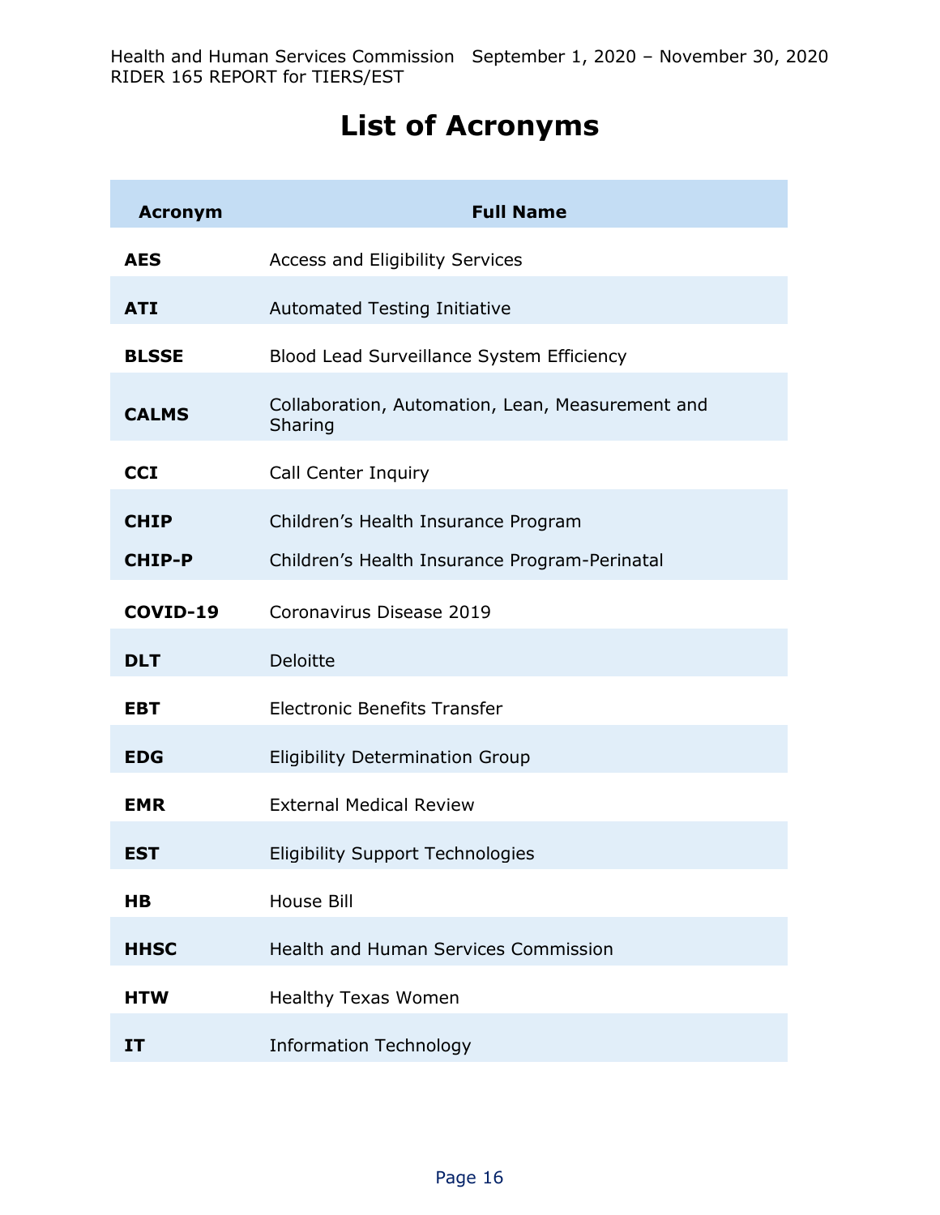# List of Acronyms

| Acronym | Full Name |
|---|---|
| **AES** | Access and Eligibility Services |
| **ATI** | Automated Testing Initiative |
| **BLSSE** | Blood Lead Surveillance System Efficiency |
| **CALMS** | Collaboration, Automation, Lean, Measurement and Sharing |
| **CCI** | Call Center Inquiry |
| **CHIP** | Children's Health Insurance Program |
| **CHIP-P** | Children's Health Insurance Program-Perinatal |
| **COVID-19** | Coronavirus Disease 2019 |
| **DLT** | Deloitte |
| **EBT** | Electronic Benefits Transfer |
| **EDG** | Eligibility Determination Group |
| **EMR** | External Medical Review |
| **EST** | Eligibility Support Technologies |
| **HB** | House Bill |
| **HHSC** | Health and Human Services Commission |
| **HTW** | Healthy Texas Women |
| **IT** | Information Technology |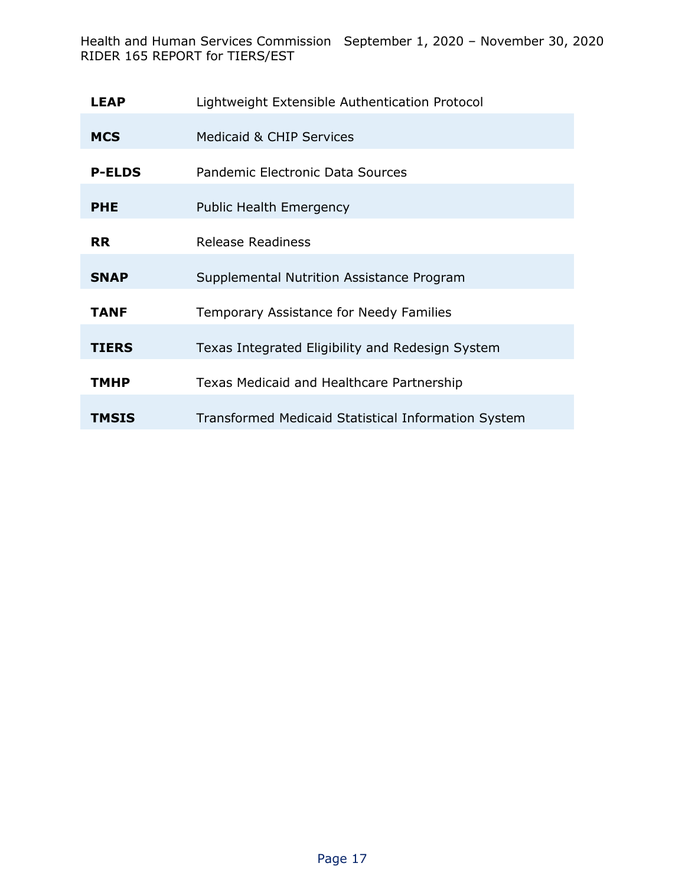| | |
|---|---|
| **LEAP** | Lightweight Extensible Authentication Protocol |
| **MCS** | Medicaid & CHIP Services |
| **P-ELDS** | Pandemic Electronic Data Sources |
| **PHE** | Public Health Emergency |
| **RR** | Release Readiness |
| **SNAP** | Supplemental Nutrition Assistance Program |
| **TANF** | Temporary Assistance for Needy Families |
| **TIERS** | Texas Integrated Eligibility and Redesign System |
| **TMHP** | Texas Medicaid and Healthcare Partnership |
| **TMSIS** | Transformed Medicaid Statistical Information System |